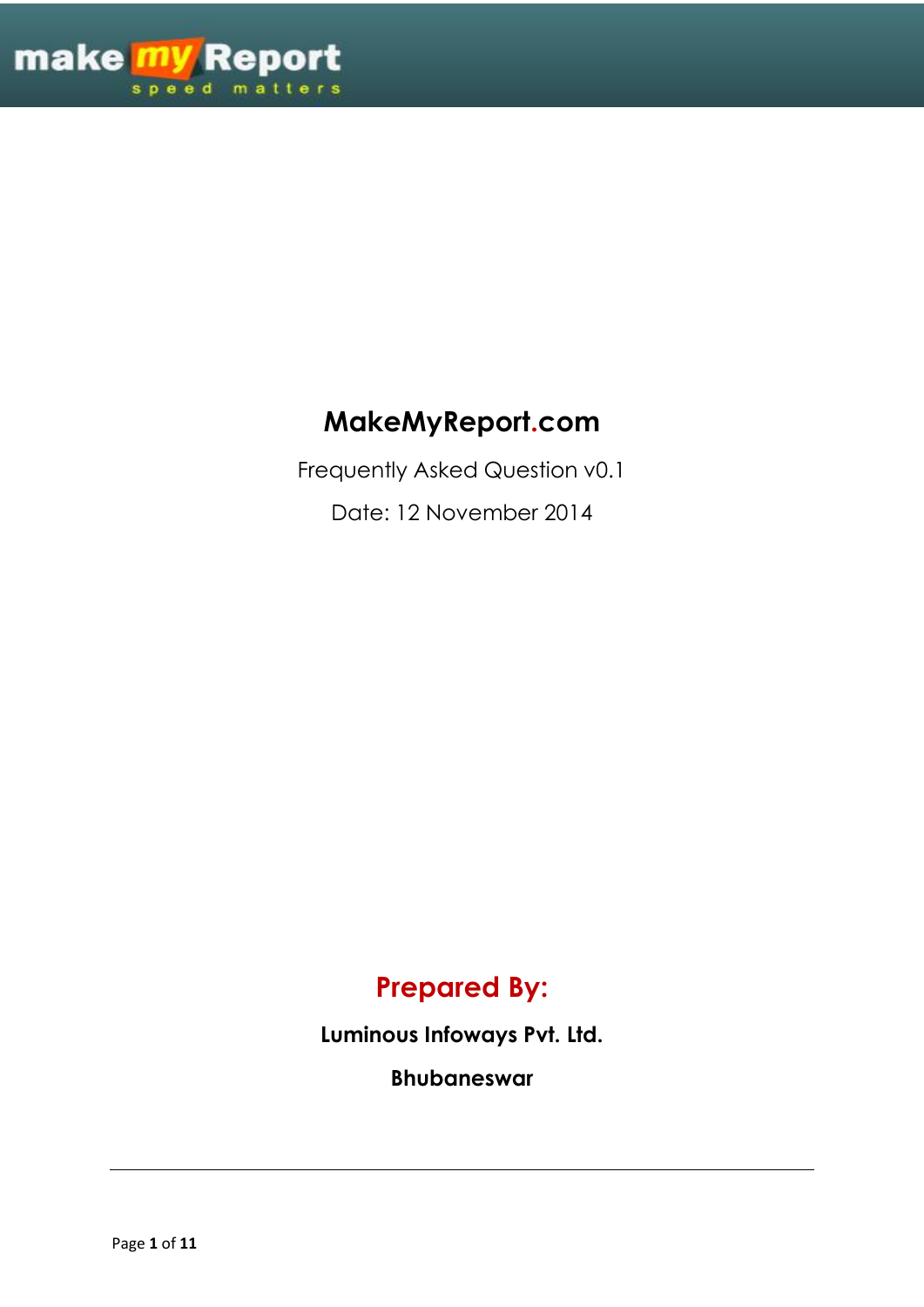# MakeMyReport.com

Frequently Asked Question v0.1

Date: 12 November 2014

## Prepared By:

**Luminous Infoways Pvt. Ltd.**

**Bhubaneswar**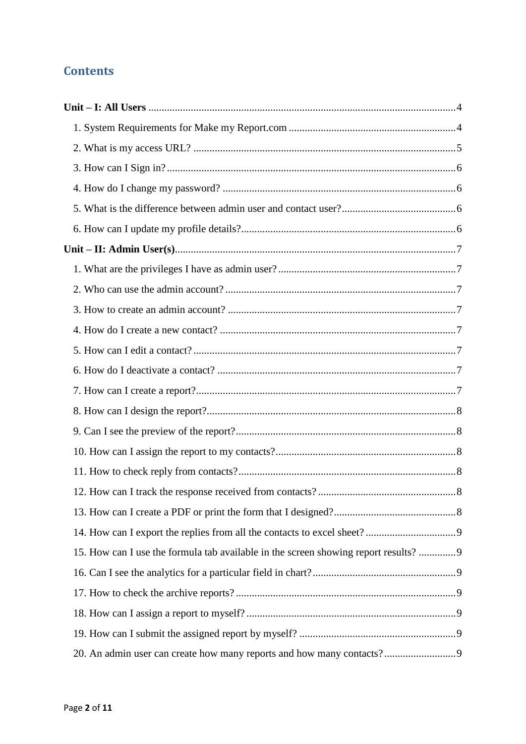## Contents

**Unit – I: All Users** .......... 4

1. System Requirements for Make my Report.com .......... 4
2. What is my access URL? .......... 5
3. How can I Sign in? .......... 6
4. How do I change my password? .......... 6
5. What is the difference between admin user and contact user? .......... 6
6. How can I update my profile details? .......... 6

**Unit – II: Admin User(s)** .......... 7

1. What are the privileges I have as admin user? .......... 7
2. Who can use the admin account? .......... 7
3. How to create an admin account? .......... 7
4. How do I create a new contact? .......... 7
5. How can I edit a contact? .......... 7
6. How do I deactivate a contact? .......... 7
7. How can I create a report? .......... 7
8. How can I design the report? .......... 8
9. Can I see the preview of the report? .......... 8
10. How can I assign the report to my contacts? .......... 8
11. How to check reply from contacts? .......... 8
12. How can I track the response received from contacts? .......... 8
13. How can I create a PDF or print the form that I designed? .......... 8
14. How can I export the replies from all the contacts to excel sheet? .......... 9
15. How can I use the formula tab available in the screen showing report results? .......... 9
16. Can I see the analytics for a particular field in chart? .......... 9
17. How to check the archive reports? .......... 9
18. How can I assign a report to myself? .......... 9
19. How can I submit the assigned report by myself? .......... 9
20. An admin user can create how many reports and how many contacts? .......... 9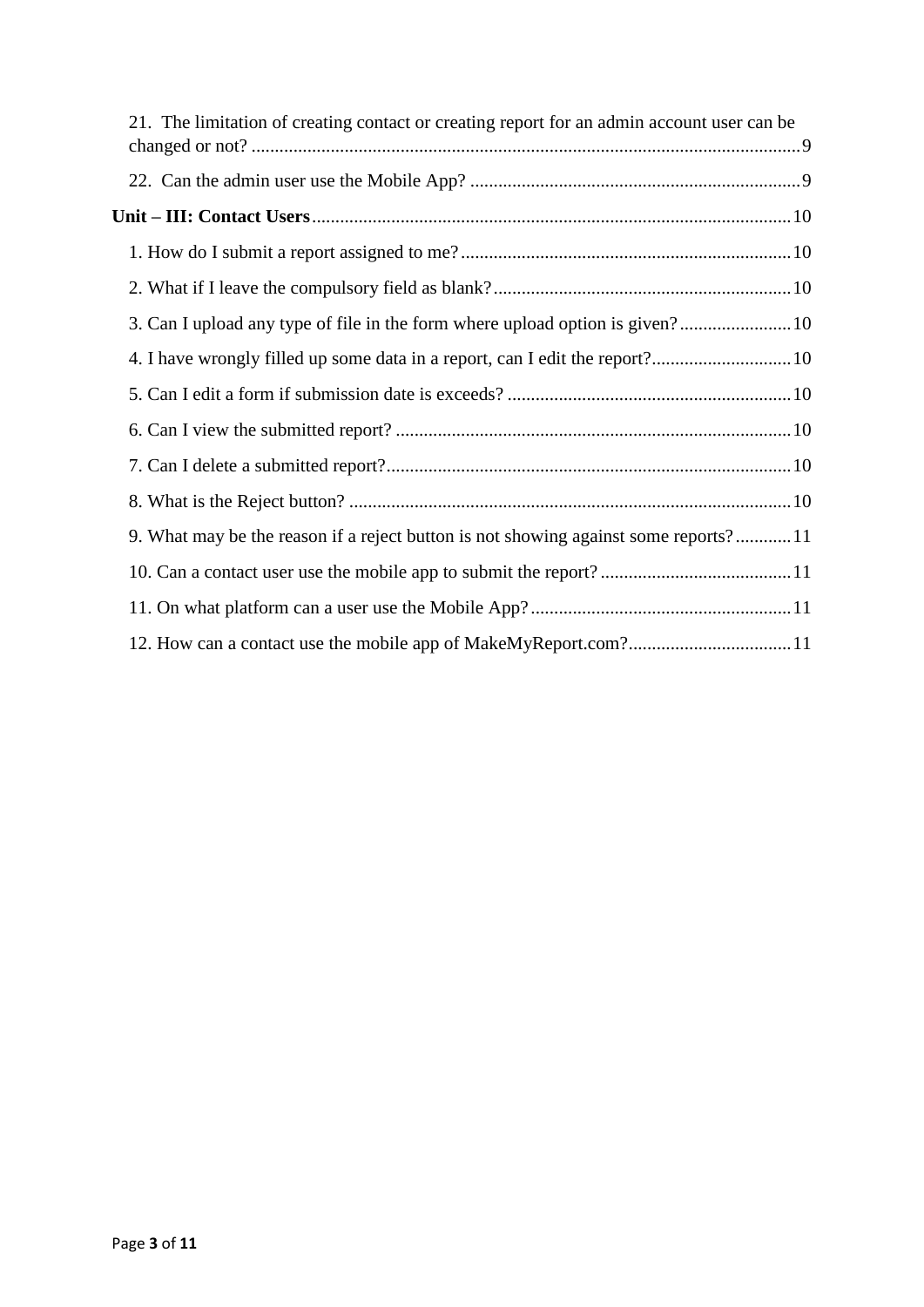21. The limitation of creating contact or creating report for an admin account user can be changed or not? ..... 9

22. Can the admin user use the Mobile App? ..... 9

**Unit – III: Contact Users** ..... 10

1. How do I submit a report assigned to me? ..... 10
2. What if I leave the compulsory field as blank? ..... 10
3. Can I upload any type of file in the form where upload option is given? ..... 10
4. I have wrongly filled up some data in a report, can I edit the report? ..... 10
5. Can I edit a form if submission date is exceeds? ..... 10
6. Can I view the submitted report? ..... 10
7. Can I delete a submitted report? ..... 10
8. What is the Reject button? ..... 10
9. What may be the reason if a reject button is not showing against some reports? ..... 11
10. Can a contact user use the mobile app to submit the report? ..... 11
11. On what platform can a user use the Mobile App? ..... 11
12. How can a contact use the mobile app of MakeMyReport.com? ..... 11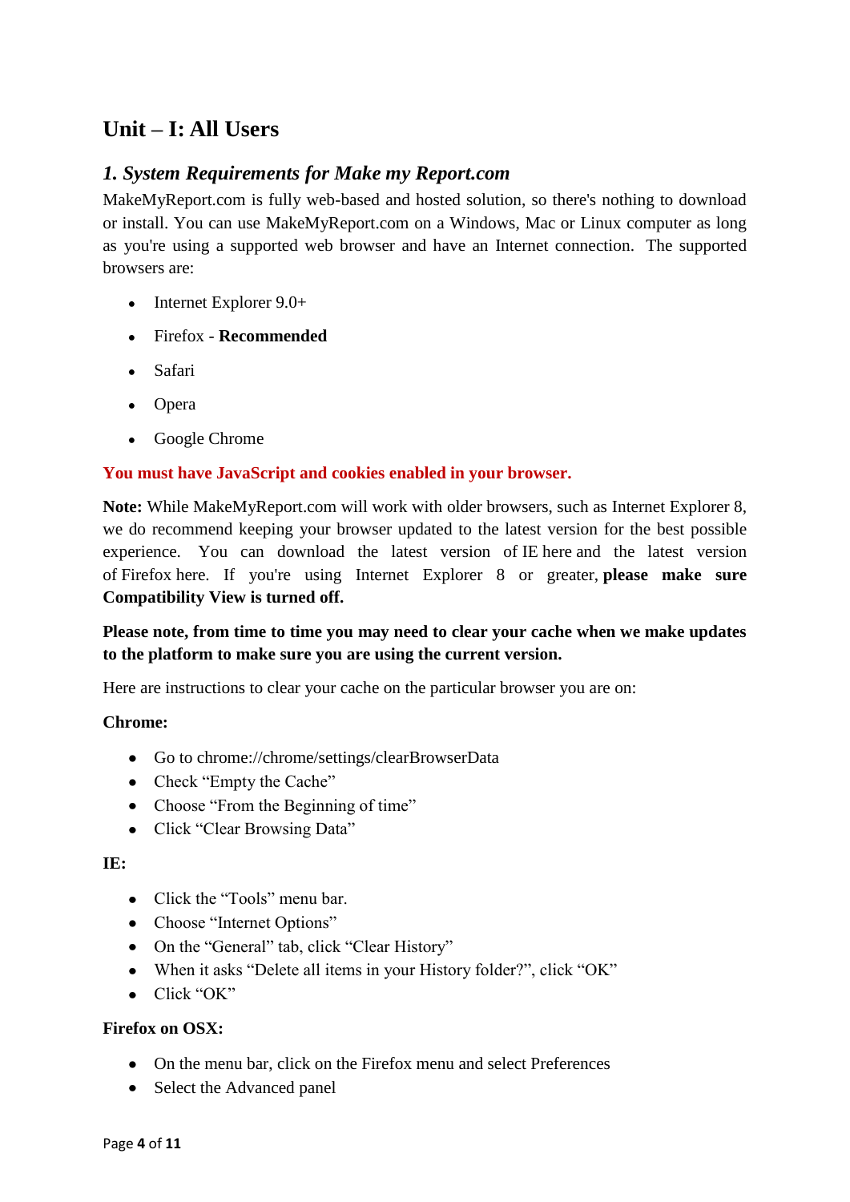# Unit – I: All Users

## *1. System Requirements for Make my Report.com*

MakeMyReport.com is fully web-based and hosted solution, so there's nothing to download or install. You can use MakeMyReport.com on a Windows, Mac or Linux computer as long as you're using a supported web browser and have an Internet connection. The supported browsers are:

- Internet Explorer 9.0+
- Firefox - **Recommended**
- Safari
- Opera
- Google Chrome

**You must have JavaScript and cookies enabled in your browser.**

**Note:** While MakeMyReport.com will work with older browsers, such as Internet Explorer 8, we do recommend keeping your browser updated to the latest version for the best possible experience. You can download the latest version of IE here and the latest version of Firefox here. If you're using Internet Explorer 8 or greater, **please make sure Compatibility View is turned off.**

**Please note, from time to time you may need to clear your cache when we make updates to the platform to make sure you are using the current version.**

Here are instructions to clear your cache on the particular browser you are on:

**Chrome:**

- Go to chrome://chrome/settings/clearBrowserData
- Check "Empty the Cache"
- Choose "From the Beginning of time"
- Click "Clear Browsing Data"

**IE:**

- Click the "Tools" menu bar.
- Choose "Internet Options"
- On the "General" tab, click "Clear History"
- When it asks "Delete all items in your History folder?", click "OK"
- Click "OK"

**Firefox on OSX:**

- On the menu bar, click on the Firefox menu and select Preferences
- Select the Advanced panel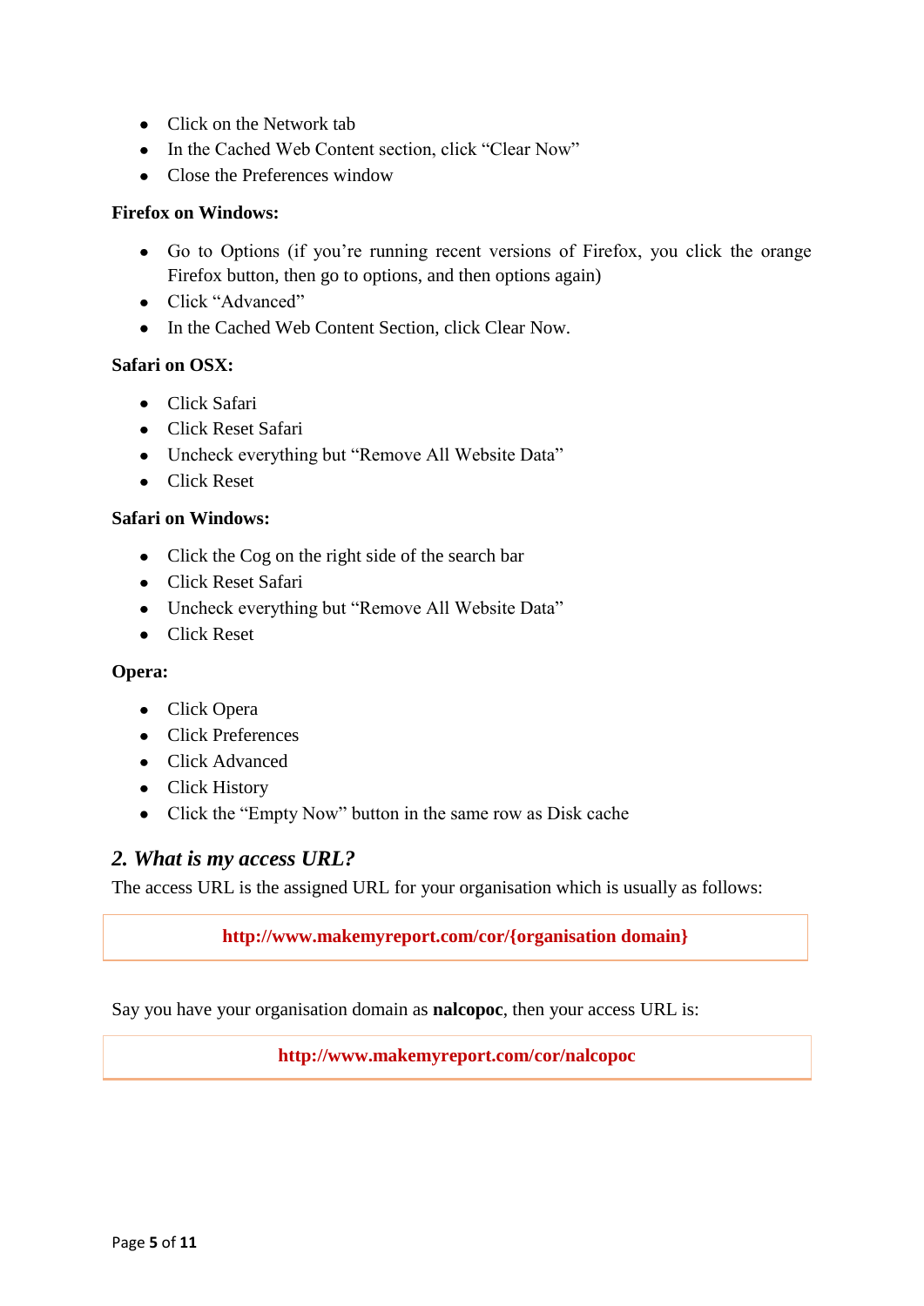- Click on the Network tab
- In the Cached Web Content section, click “Clear Now”
- Close the Preferences window

**Firefox on Windows:**

- Go to Options (if you’re running recent versions of Firefox, you click the orange Firefox button, then go to options, and then options again)
- Click “Advanced”
- In the Cached Web Content Section, click Clear Now.

**Safari on OSX:**

- Click Safari
- Click Reset Safari
- Uncheck everything but “Remove All Website Data”
- Click Reset

**Safari on Windows:**

- Click the Cog on the right side of the search bar
- Click Reset Safari
- Uncheck everything but “Remove All Website Data”
- Click Reset

**Opera:**

- Click Opera
- Click Preferences
- Click Advanced
- Click History
- Click the “Empty Now” button in the same row as Disk cache

## *2. What is my access URL?*

The access URL is the assigned URL for your organisation which is usually as follows:

**http://www.makemyreport.com/cor/{organisation domain}**

Say you have your organisation domain as **nalcopoc**, then your access URL is:

**http://www.makemyreport.com/cor/nalcopoc**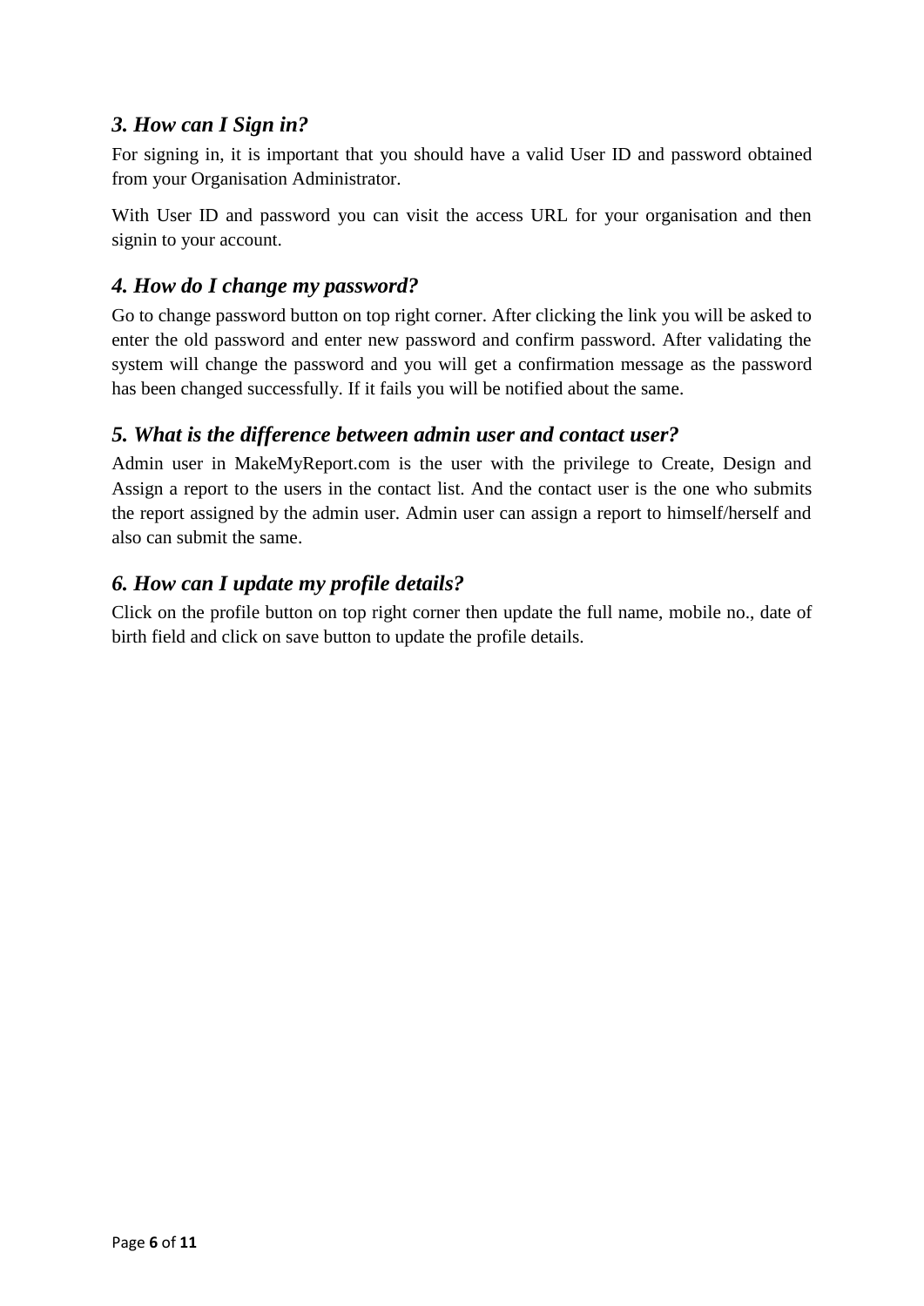### *3. How can I Sign in?*

For signing in, it is important that you should have a valid User ID and password obtained from your Organisation Administrator.

With User ID and password you can visit the access URL for your organisation and then signin to your account.

### *4. How do I change my password?*

Go to change password button on top right corner. After clicking the link you will be asked to enter the old password and enter new password and confirm password. After validating the system will change the password and you will get a confirmation message as the password has been changed successfully. If it fails you will be notified about the same.

### *5. What is the difference between admin user and contact user?*

Admin user in MakeMyReport.com is the user with the privilege to Create, Design and Assign a report to the users in the contact list. And the contact user is the one who submits the report assigned by the admin user. Admin user can assign a report to himself/herself and also can submit the same.

### *6. How can I update my profile details?*

Click on the profile button on top right corner then update the full name, mobile no., date of birth field and click on save button to update the profile details.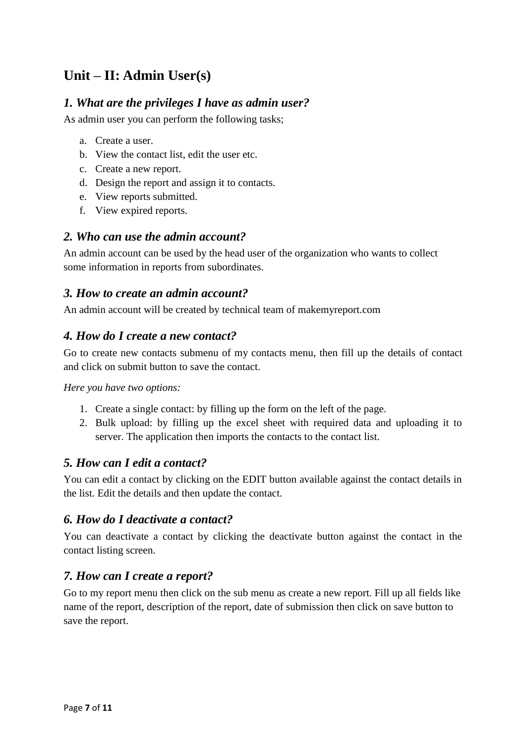## Unit – II: Admin User(s)

### *1. What are the privileges I have as admin user?*

As admin user you can perform the following tasks;

a. Create a user.
b. View the contact list, edit the user etc.
c. Create a new report.
d. Design the report and assign it to contacts.
e. View reports submitted.
f. View expired reports.

### *2. Who can use the admin account?*

An admin account can be used by the head user of the organization who wants to collect some information in reports from subordinates.

### *3. How to create an admin account?*

An admin account will be created by technical team of makemyreport.com

### *4. How do I create a new contact?*

Go to create new contacts submenu of my contacts menu, then fill up the details of contact and click on submit button to save the contact.

*Here you have two options:*

1. Create a single contact: by filling up the form on the left of the page.
2. Bulk upload: by filling up the excel sheet with required data and uploading it to server. The application then imports the contacts to the contact list.

### *5. How can I edit a contact?*

You can edit a contact by clicking on the EDIT button available against the contact details in the list. Edit the details and then update the contact.

### *6. How do I deactivate a contact?*

You can deactivate a contact by clicking the deactivate button against the contact in the contact listing screen.

### *7. How can I create a report?*

Go to my report menu then click on the sub menu as create a new report. Fill up all fields like name of the report, description of the report, date of submission then click on save button to save the report.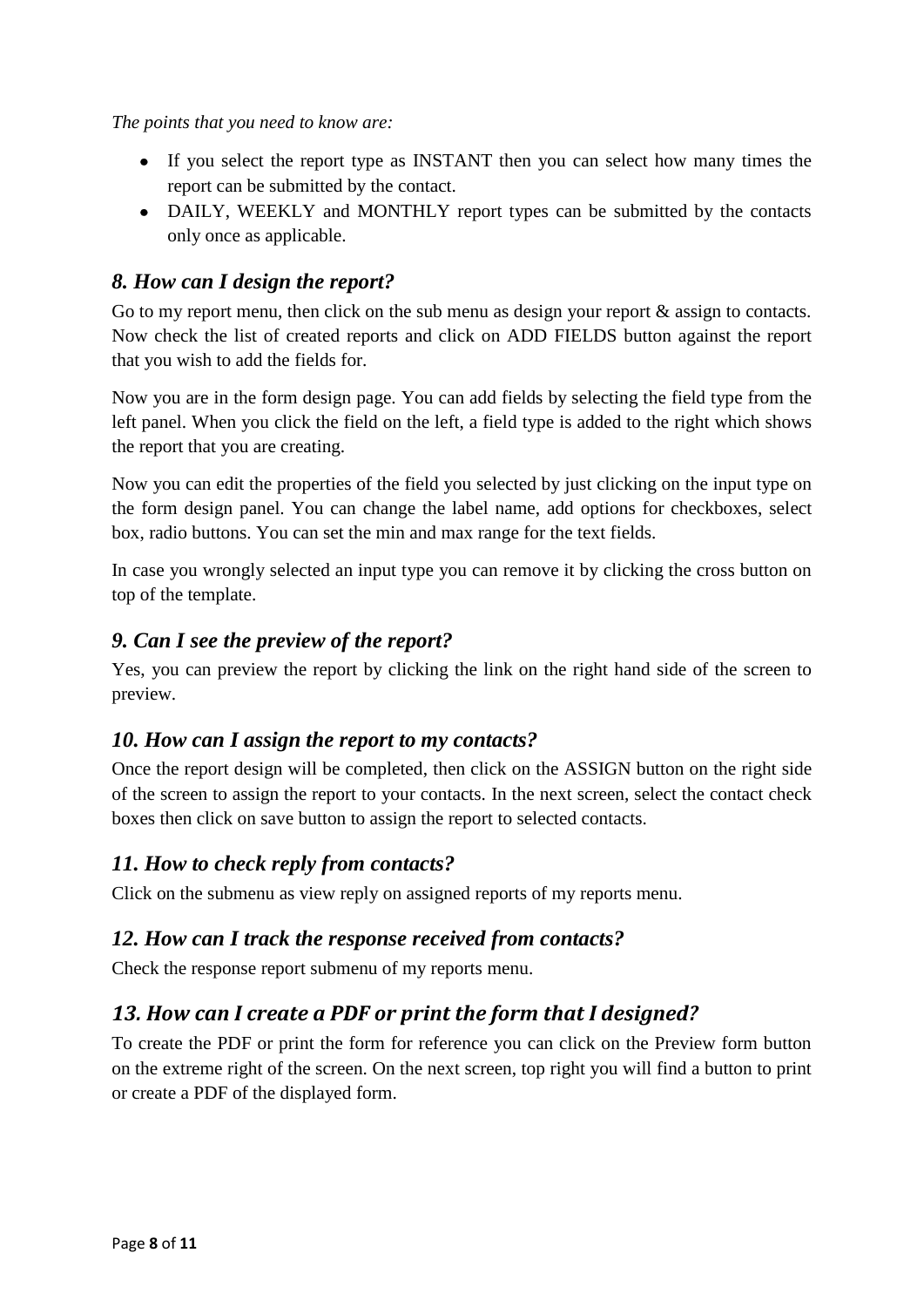*The points that you need to know are:*

- If you select the report type as INSTANT then you can select how many times the report can be submitted by the contact.
- DAILY, WEEKLY and MONTHLY report types can be submitted by the contacts only once as applicable.

## *8. How can I design the report?*

Go to my report menu, then click on the sub menu as design your report & assign to contacts. Now check the list of created reports and click on ADD FIELDS button against the report that you wish to add the fields for.

Now you are in the form design page. You can add fields by selecting the field type from the left panel. When you click the field on the left, a field type is added to the right which shows the report that you are creating.

Now you can edit the properties of the field you selected by just clicking on the input type on the form design panel. You can change the label name, add options for checkboxes, select box, radio buttons. You can set the min and max range for the text fields.

In case you wrongly selected an input type you can remove it by clicking the cross button on top of the template.

## *9. Can I see the preview of the report?*

Yes, you can preview the report by clicking the link on the right hand side of the screen to preview.

## *10. How can I assign the report to my contacts?*

Once the report design will be completed, then click on the ASSIGN button on the right side of the screen to assign the report to your contacts. In the next screen, select the contact check boxes then click on save button to assign the report to selected contacts.

## *11. How to check reply from contacts?*

Click on the submenu as view reply on assigned reports of my reports menu.

## *12. How can I track the response received from contacts?*

Check the response report submenu of my reports menu.

## *13. How can I create a PDF or print the form that I designed?*

To create the PDF or print the form for reference you can click on the Preview form button on the extreme right of the screen. On the next screen, top right you will find a button to print or create a PDF of the displayed form.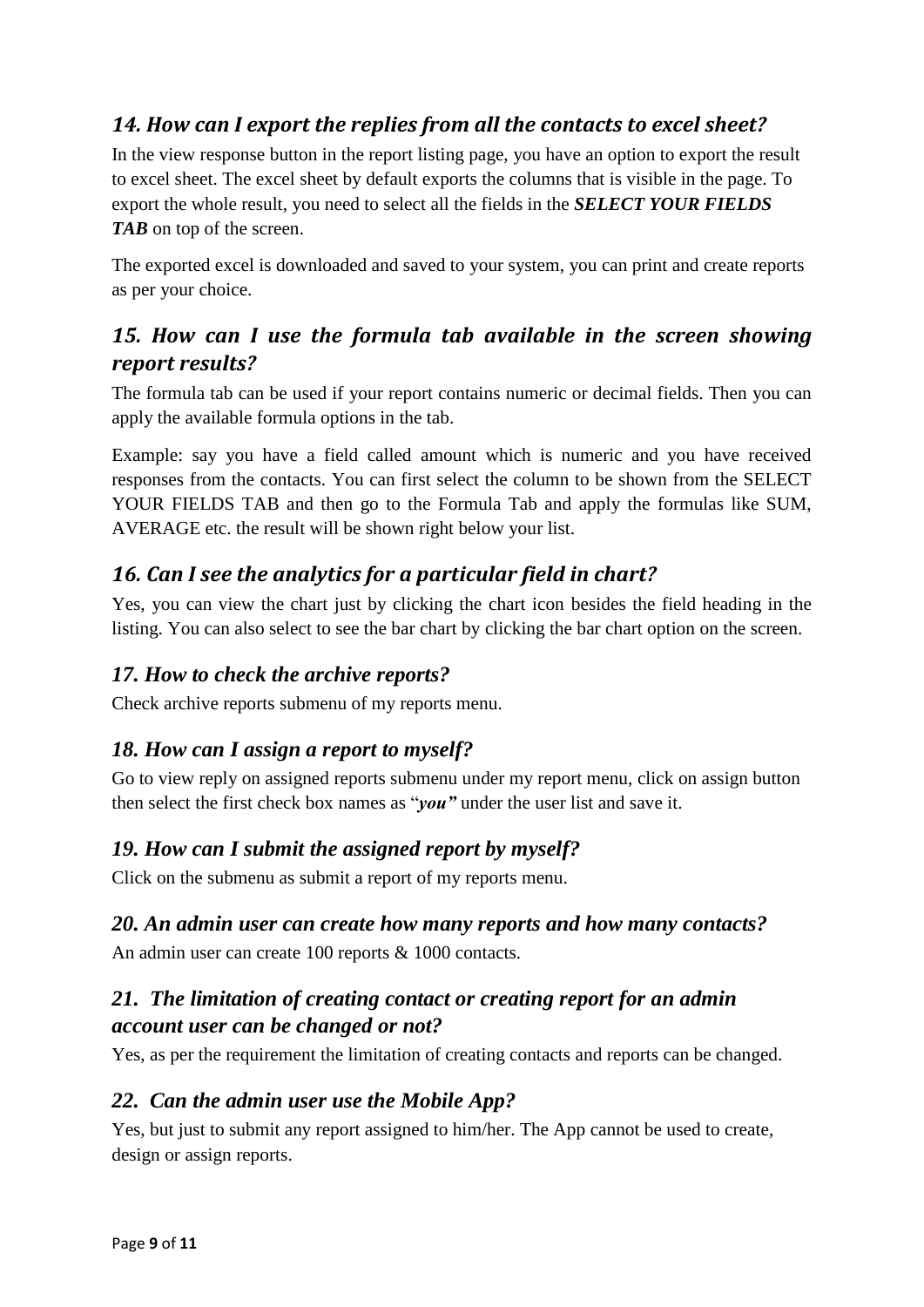### *14. How can I export the replies from all the contacts to excel sheet?*

In the view response button in the report listing page, you have an option to export the result to excel sheet. The excel sheet by default exports the columns that is visible in the page. To export the whole result, you need to select all the fields in the ***SELECT YOUR FIELDS TAB*** on top of the screen.

The exported excel is downloaded and saved to your system, you can print and create reports as per your choice.

### *15. How can I use the formula tab available in the screen showing report results?*

The formula tab can be used if your report contains numeric or decimal fields. Then you can apply the available formula options in the tab.

Example: say you have a field called amount which is numeric and you have received responses from the contacts. You can first select the column to be shown from the SELECT YOUR FIELDS TAB and then go to the Formula Tab and apply the formulas like SUM, AVERAGE etc. the result will be shown right below your list.

### *16. Can I see the analytics for a particular field in chart?*

Yes, you can view the chart just by clicking the chart icon besides the field heading in the listing. You can also select to see the bar chart by clicking the bar chart option on the screen.

### *17. How to check the archive reports?*

Check archive reports submenu of my reports menu.

### *18. How can I assign a report to myself?*

Go to view reply on assigned reports submenu under my report menu, click on assign button then select the first check box names as "***you"*** under the user list and save it.

### *19. How can I submit the assigned report by myself?*

Click on the submenu as submit a report of my reports menu.

### *20. An admin user can create how many reports and how many contacts?*

An admin user can create 100 reports & 1000 contacts.

### *21. The limitation of creating contact or creating report for an admin account user can be changed or not?*

Yes, as per the requirement the limitation of creating contacts and reports can be changed.

### *22. Can the admin user use the Mobile App?*

Yes, but just to submit any report assigned to him/her. The App cannot be used to create, design or assign reports.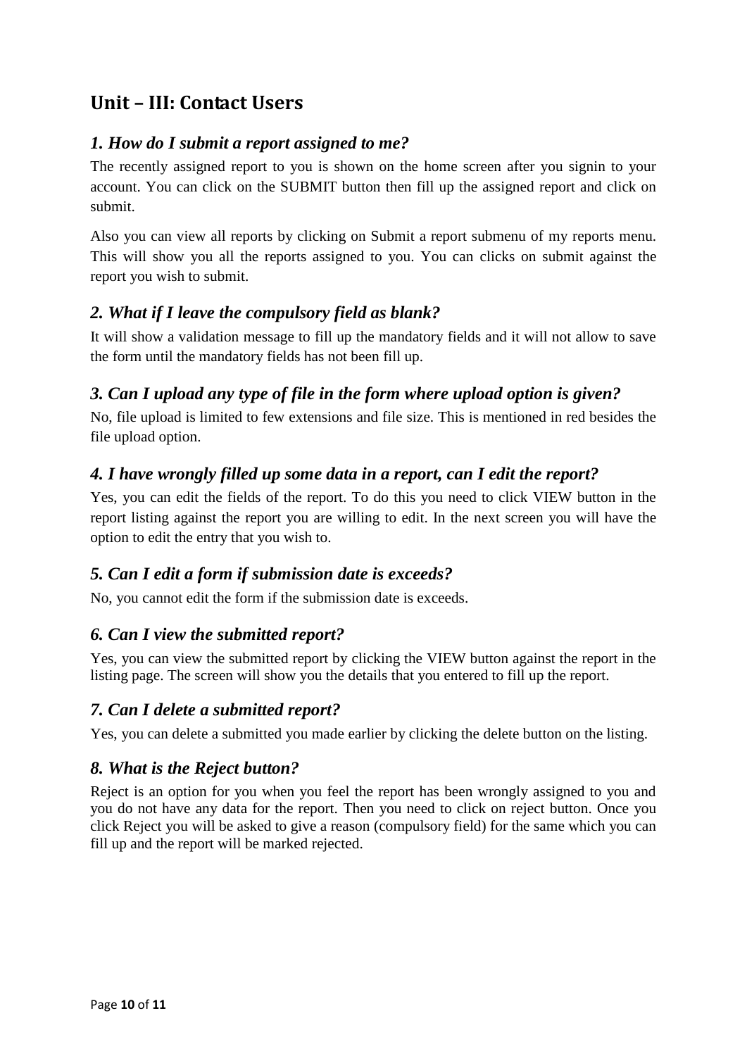## Unit – III: Contact Users

### *1. How do I submit a report assigned to me?*

The recently assigned report to you is shown on the home screen after you signin to your account. You can click on the SUBMIT button then fill up the assigned report and click on submit.

Also you can view all reports by clicking on Submit a report submenu of my reports menu. This will show you all the reports assigned to you. You can clicks on submit against the report you wish to submit.

### *2. What if I leave the compulsory field as blank?*

It will show a validation message to fill up the mandatory fields and it will not allow to save the form until the mandatory fields has not been fill up.

### *3. Can I upload any type of file in the form where upload option is given?*

No, file upload is limited to few extensions and file size. This is mentioned in red besides the file upload option.

### *4. I have wrongly filled up some data in a report, can I edit the report?*

Yes, you can edit the fields of the report. To do this you need to click VIEW button in the report listing against the report you are willing to edit. In the next screen you will have the option to edit the entry that you wish to.

### *5. Can I edit a form if submission date is exceeds?*

No, you cannot edit the form if the submission date is exceeds.

### *6. Can I view the submitted report?*

Yes, you can view the submitted report by clicking the VIEW button against the report in the listing page. The screen will show you the details that you entered to fill up the report.

### *7. Can I delete a submitted report?*

Yes, you can delete a submitted you made earlier by clicking the delete button on the listing.

### *8. What is the Reject button?*

Reject is an option for you when you feel the report has been wrongly assigned to you and you do not have any data for the report. Then you need to click on reject button. Once you click Reject you will be asked to give a reason (compulsory field) for the same which you can fill up and the report will be marked rejected.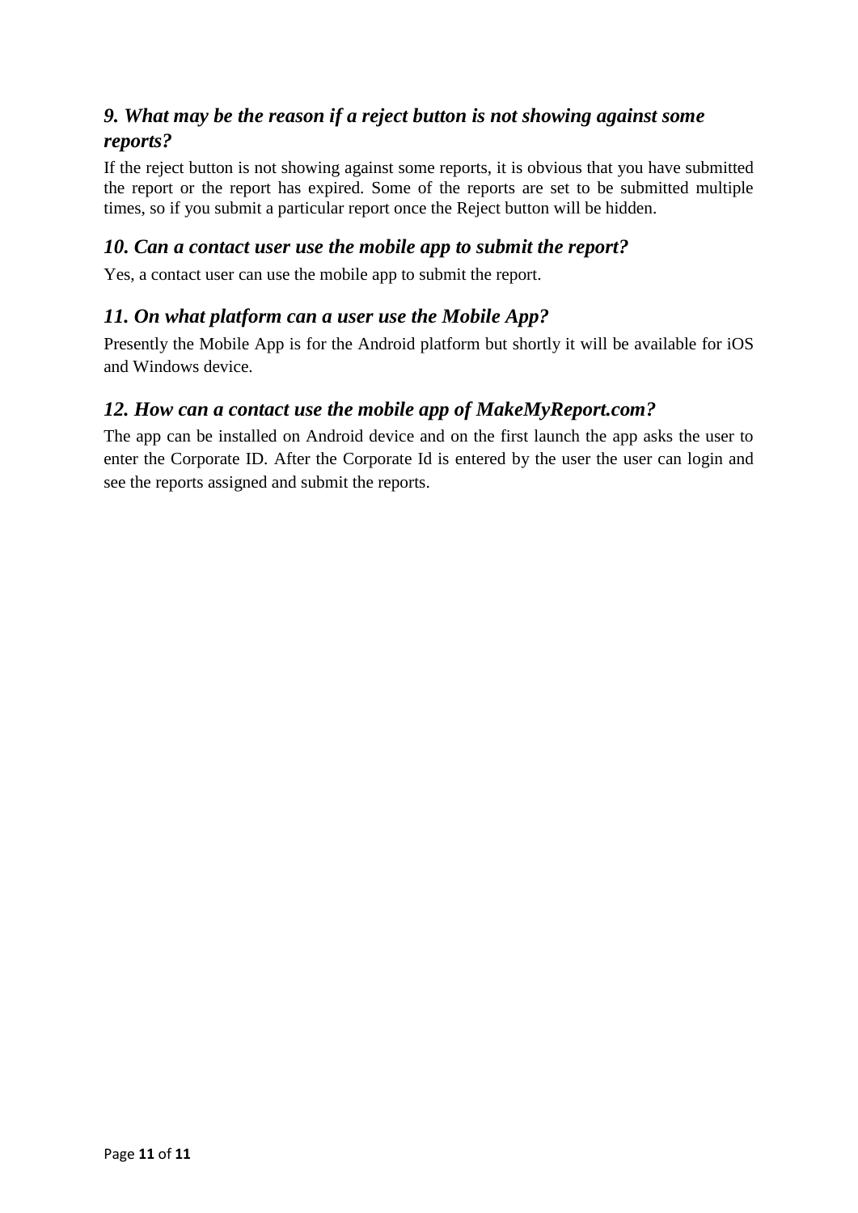### *9. What may be the reason if a reject button is not showing against some reports?*

If the reject button is not showing against some reports, it is obvious that you have submitted the report or the report has expired. Some of the reports are set to be submitted multiple times, so if you submit a particular report once the Reject button will be hidden.

### *10. Can a contact user use the mobile app to submit the report?*

Yes, a contact user can use the mobile app to submit the report.

### *11. On what platform can a user use the Mobile App?*

Presently the Mobile App is for the Android platform but shortly it will be available for iOS and Windows device.

### *12. How can a contact use the mobile app of MakeMyReport.com?*

The app can be installed on Android device and on the first launch the app asks the user to enter the Corporate ID. After the Corporate Id is entered by the user the user can login and see the reports assigned and submit the reports.